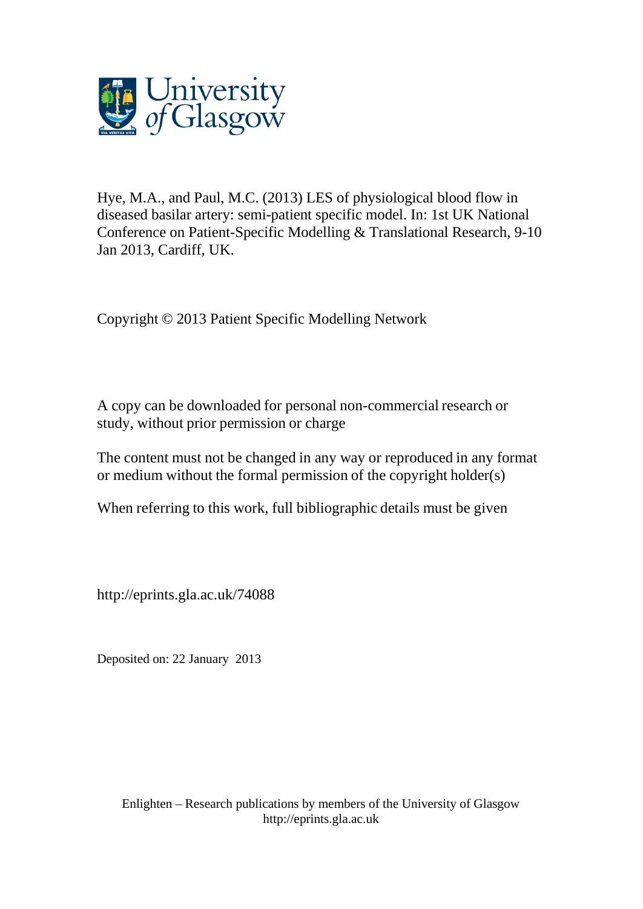University of Glasgow

Hye, M.A., and Paul, M.C. (2013) LES of physiological blood flow in diseased basilar artery: semi-patient specific model. In: 1st UK National Conference on Patient-Specific Modelling & Translational Research, 9-10 Jan 2013, Cardiff, UK.

Copyright © 2013 Patient Specific Modelling Network

A copy can be downloaded for personal non-commercial research or study, without prior permission or charge

The content must not be changed in any way or reproduced in any format or medium without the formal permission of the copyright holder(s)

When referring to this work, full bibliographic details must be given

http://eprints.gla.ac.uk/74088

Deposited on: 22 January 2013

Enlighten – Research publications by members of the University of Glasgow
http://eprints.gla.ac.uk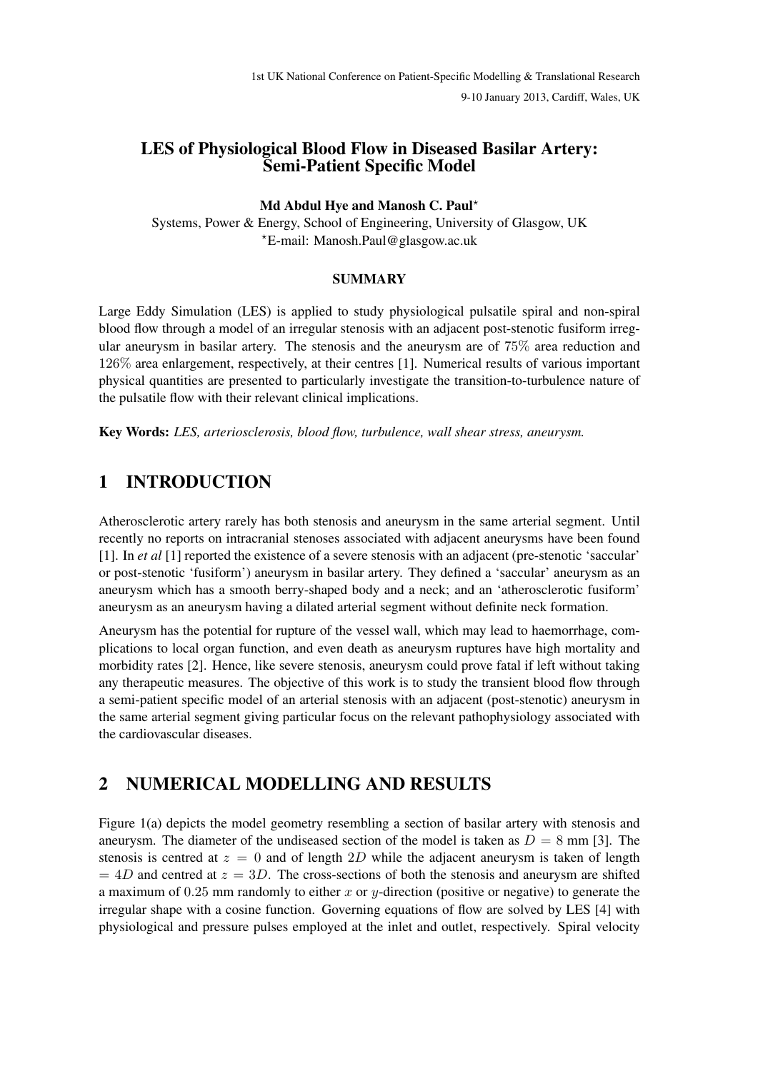# LES of Physiological Blood Flow in Diseased Basilar Artery: Semi-Patient Specific Model

**Md Abdul Hye and Manosh C. Paul***

Systems, Power & Energy, School of Engineering, University of Glasgow, UK

*E-mail: Manosh.Paul@glasgow.ac.uk

## SUMMARY

Large Eddy Simulation (LES) is applied to study physiological pulsatile spiral and non-spiral blood flow through a model of an irregular stenosis with an adjacent post-stenotic fusiform irregular aneurysm in basilar artery. The stenosis and the aneurysm are of 75% area reduction and 126% area enlargement, respectively, at their centres [1]. Numerical results of various important physical quantities are presented to particularly investigate the transition-to-turbulence nature of the pulsatile flow with their relevant clinical implications.

**Key Words:** *LES, arteriosclerosis, blood flow, turbulence, wall shear stress, aneurysm.*

## 1 INTRODUCTION

Atherosclerotic artery rarely has both stenosis and aneurysm in the same arterial segment. Until recently no reports on intracranial stenoses associated with adjacent aneurysms have been found [1]. In *et al* [1] reported the existence of a severe stenosis with an adjacent (pre-stenotic 'saccular' or post-stenotic 'fusiform') aneurysm in basilar artery. They defined a 'saccular' aneurysm as an aneurysm which has a smooth berry-shaped body and a neck; and an 'atherosclerotic fusiform' aneurysm as an aneurysm having a dilated arterial segment without definite neck formation.

Aneurysm has the potential for rupture of the vessel wall, which may lead to haemorrhage, complications to local organ function, and even death as aneurysm ruptures have high mortality and morbidity rates [2]. Hence, like severe stenosis, aneurysm could prove fatal if left without taking any therapeutic measures. The objective of this work is to study the transient blood flow through a semi-patient specific model of an arterial stenosis with an adjacent (post-stenotic) aneurysm in the same arterial segment giving particular focus on the relevant pathophysiology associated with the cardiovascular diseases.

## 2 NUMERICAL MODELLING AND RESULTS

Figure 1(a) depicts the model geometry resembling a section of basilar artery with stenosis and aneurysm. The diameter of the undiseased section of the model is taken as $D = 8$ mm [3]. The stenosis is centred at $z = 0$ and of length $2D$ while the adjacent aneurysm is taken of length $= 4D$ and centred at $z = 3D$. The cross-sections of both the stenosis and aneurysm are shifted a maximum of $0.25$ mm randomly to either $x$ or $y$-direction (positive or negative) to generate the irregular shape with a cosine function. Governing equations of flow are solved by LES [4] with physiological and pressure pulses employed at the inlet and outlet, respectively. Spiral velocity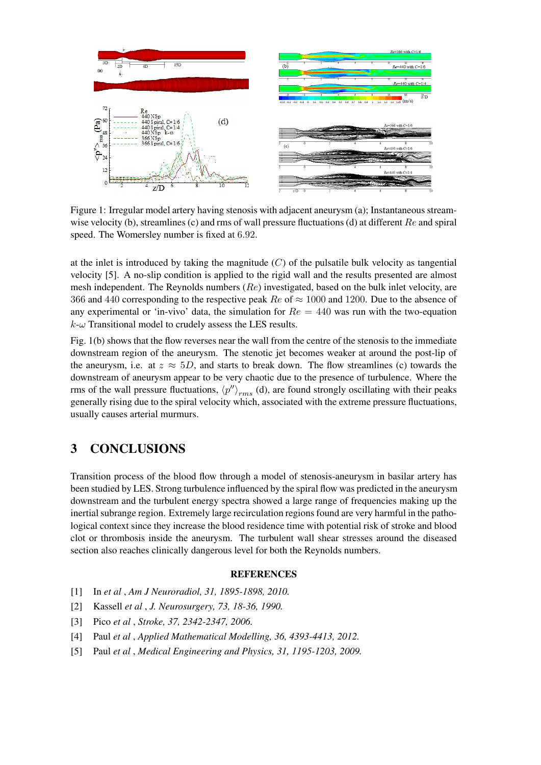3D 2D 4D 15D
(a)

Re=366 with C=1/6
(b)
Re=440 with C=1/6
Re=440 with C=1/4
z/D
(m/s)

72
60
48
36
24
12
0
$\langle p'' \rangle_{rms}$ (Pa)
z/D
Re
440 NSp
440 Spiral, C=1/6
440 Spiral, C=1/4
440 NSp k-ω
366 NSp
366 Spiral, C=1/6
(d)

Re=366 with C=1/6
(c)
Re=440 with C=1/6
Re=440 with C=1/4
z/D

Figure 1: Irregular model artery having stenosis with adjacent aneurysm (a); Instantaneous streamwise velocity (b), streamlines (c) and rms of wall pressure fluctuations (d) at different $Re$ and spiral speed. The Womersley number is fixed at 6.92.

at the inlet is introduced by taking the magnitude ($C$) of the pulsatile bulk velocity as tangential velocity [5]. A no-slip condition is applied to the rigid wall and the results presented are almost mesh independent. The Reynolds numbers ($Re$) investigated, based on the bulk inlet velocity, are 366 and 440 corresponding to the respective peak $Re$ of $\approx 1000$ and 1200. Due to the absence of any experimental or 'in-vivo' data, the simulation for $Re = 440$ was run with the two-equation $k$-$\omega$ Transitional model to crudely assess the LES results.

Fig. 1(b) shows that the flow reverses near the wall from the centre of the stenosis to the immediate downstream region of the aneurysm. The stenotic jet becomes weaker at around the post-lip of the aneurysm, i.e. at $z \approx 5D$, and starts to break down. The flow streamlines (c) towards the downstream of aneurysm appear to be very chaotic due to the presence of turbulence. Where the rms of the wall pressure fluctuations, $\langle p'' \rangle_{rms}$ (d), are found strongly oscillating with their peaks generally rising due to the spiral velocity which, associated with the extreme pressure fluctuations, usually causes arterial murmurs.

# 3 CONCLUSIONS

Transition process of the blood flow through a model of stenosis-aneurysm in basilar artery has been studied by LES. Strong turbulence influenced by the spiral flow was predicted in the aneurysm downstream and the turbulent energy spectra showed a large range of frequencies making up the inertial subrange region. Extremely large recirculation regions found are very harmful in the pathological context since they increase the blood residence time with potential risk of stroke and blood clot or thrombosis inside the aneurysm. The turbulent wall shear stresses around the diseased section also reaches clinically dangerous level for both the Reynolds numbers.

## REFERENCES

[1] In *et al* , *Am J Neuroradiol, 31, 1895-1898, 2010.*

[2] Kassell *et al* , *J. Neurosurgery, 73, 18-36, 1990.*

[3] Pico *et al* , *Stroke, 37, 2342-2347, 2006.*

[4] Paul *et al* , *Applied Mathematical Modelling, 36, 4393-4413, 2012.*

[5] Paul *et al* , *Medical Engineering and Physics, 31, 1195-1203, 2009.*